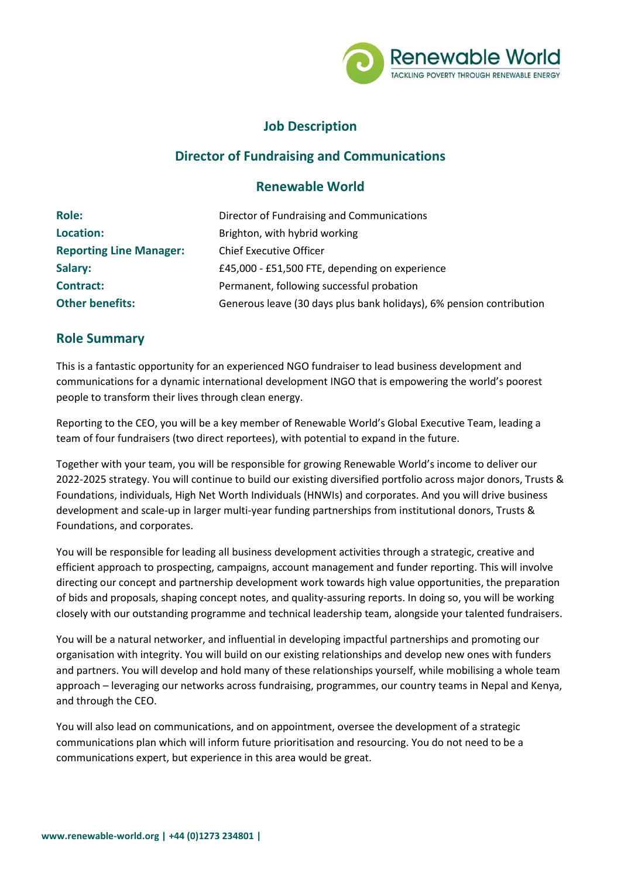# Job Description

## Director of Fundraising and Communications

## Renewable World

| | |
|---|---|
| **Role:** | Director of Fundraising and Communications |
| **Location:** | Brighton, with hybrid working |
| **Reporting Line Manager:** | Chief Executive Officer |
| **Salary:** | £45,000 - £51,500 FTE, depending on experience |
| **Contract:** | Permanent, following successful probation |
| **Other benefits:** | Generous leave (30 days plus bank holidays), 6% pension contribution |

## Role Summary

This is a fantastic opportunity for an experienced NGO fundraiser to lead business development and communications for a dynamic international development INGO that is empowering the world's poorest people to transform their lives through clean energy.

Reporting to the CEO, you will be a key member of Renewable World's Global Executive Team, leading a team of four fundraisers (two direct reportees), with potential to expand in the future.

Together with your team, you will be responsible for growing Renewable World's income to deliver our 2022-2025 strategy. You will continue to build our existing diversified portfolio across major donors, Trusts & Foundations, individuals, High Net Worth Individuals (HNWIs) and corporates. And you will drive business development and scale-up in larger multi-year funding partnerships from institutional donors, Trusts & Foundations, and corporates.

You will be responsible for leading all business development activities through a strategic, creative and efficient approach to prospecting, campaigns, account management and funder reporting. This will involve directing our concept and partnership development work towards high value opportunities, the preparation of bids and proposals, shaping concept notes, and quality-assuring reports. In doing so, you will be working closely with our outstanding programme and technical leadership team, alongside your talented fundraisers.

You will be a natural networker, and influential in developing impactful partnerships and promoting our organisation with integrity. You will build on our existing relationships and develop new ones with funders and partners. You will develop and hold many of these relationships yourself, while mobilising a whole team approach – leveraging our networks across fundraising, programmes, our country teams in Nepal and Kenya, and through the CEO.

You will also lead on communications, and on appointment, oversee the development of a strategic communications plan which will inform future prioritisation and resourcing. You do not need to be a communications expert, but experience in this area would be great.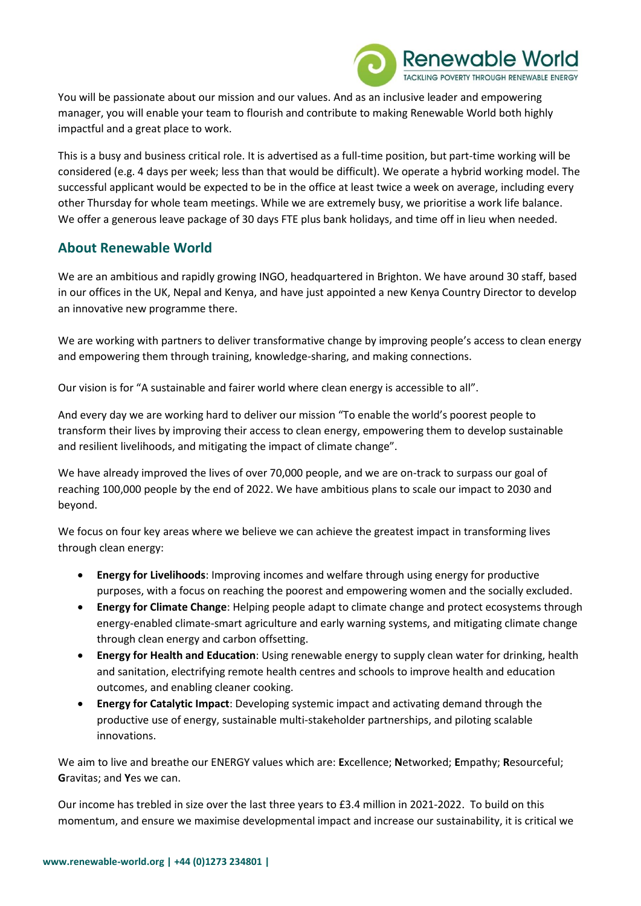You will be passionate about our mission and our values. And as an inclusive leader and empowering manager, you will enable your team to flourish and contribute to making Renewable World both highly impactful and a great place to work.

This is a busy and business critical role. It is advertised as a full-time position, but part-time working will be considered (e.g. 4 days per week; less than that would be difficult). We operate a hybrid working model. The successful applicant would be expected to be in the office at least twice a week on average, including every other Thursday for whole team meetings. While we are extremely busy, we prioritise a work life balance. We offer a generous leave package of 30 days FTE plus bank holidays, and time off in lieu when needed.

## About Renewable World

We are an ambitious and rapidly growing INGO, headquartered in Brighton. We have around 30 staff, based in our offices in the UK, Nepal and Kenya, and have just appointed a new Kenya Country Director to develop an innovative new programme there.

We are working with partners to deliver transformative change by improving people's access to clean energy and empowering them through training, knowledge-sharing, and making connections.

Our vision is for "A sustainable and fairer world where clean energy is accessible to all".

And every day we are working hard to deliver our mission "To enable the world's poorest people to transform their lives by improving their access to clean energy, empowering them to develop sustainable and resilient livelihoods, and mitigating the impact of climate change".

We have already improved the lives of over 70,000 people, and we are on-track to surpass our goal of reaching 100,000 people by the end of 2022. We have ambitious plans to scale our impact to 2030 and beyond.

We focus on four key areas where we believe we can achieve the greatest impact in transforming lives through clean energy:

- **Energy for Livelihoods**: Improving incomes and welfare through using energy for productive purposes, with a focus on reaching the poorest and empowering women and the socially excluded.
- **Energy for Climate Change**: Helping people adapt to climate change and protect ecosystems through energy-enabled climate-smart agriculture and early warning systems, and mitigating climate change through clean energy and carbon offsetting.
- **Energy for Health and Education**: Using renewable energy to supply clean water for drinking, health and sanitation, electrifying remote health centres and schools to improve health and education outcomes, and enabling cleaner cooking.
- **Energy for Catalytic Impact**: Developing systemic impact and activating demand through the productive use of energy, sustainable multi-stakeholder partnerships, and piloting scalable innovations.

We aim to live and breathe our ENERGY values which are: **E**xcellence; **N**etworked; **E**mpathy; **R**esourceful; **G**ravitas; and **Y**es we can.

Our income has trebled in size over the last three years to £3.4 million in 2021-2022. To build on this momentum, and ensure we maximise developmental impact and increase our sustainability, it is critical we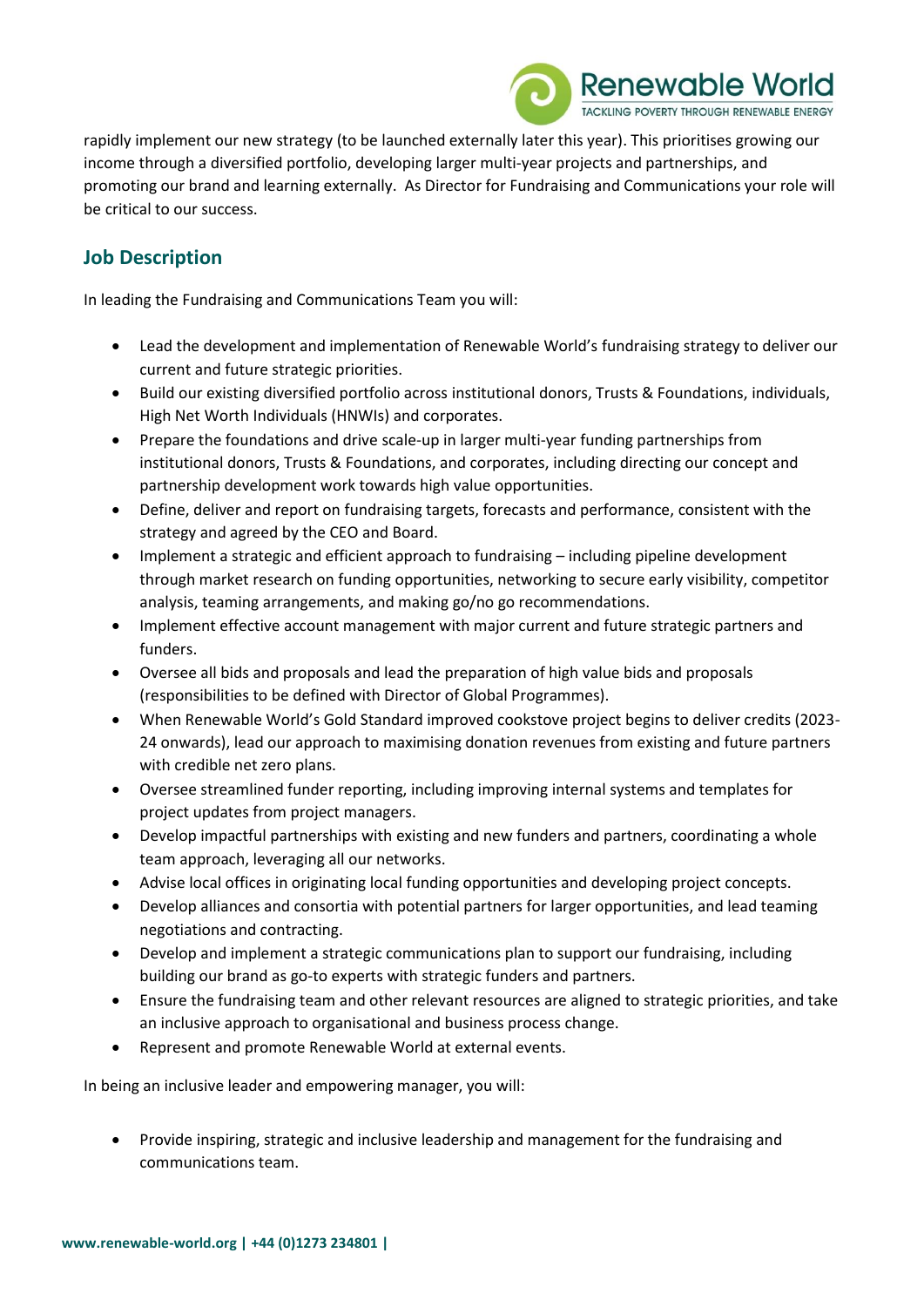rapidly implement our new strategy (to be launched externally later this year). This prioritises growing our income through a diversified portfolio, developing larger multi-year projects and partnerships, and promoting our brand and learning externally. As Director for Fundraising and Communications your role will be critical to our success.

## Job Description

In leading the Fundraising and Communications Team you will:

- Lead the development and implementation of Renewable World's fundraising strategy to deliver our current and future strategic priorities.
- Build our existing diversified portfolio across institutional donors, Trusts & Foundations, individuals, High Net Worth Individuals (HNWIs) and corporates.
- Prepare the foundations and drive scale-up in larger multi-year funding partnerships from institutional donors, Trusts & Foundations, and corporates, including directing our concept and partnership development work towards high value opportunities.
- Define, deliver and report on fundraising targets, forecasts and performance, consistent with the strategy and agreed by the CEO and Board.
- Implement a strategic and efficient approach to fundraising – including pipeline development through market research on funding opportunities, networking to secure early visibility, competitor analysis, teaming arrangements, and making go/no go recommendations.
- Implement effective account management with major current and future strategic partners and funders.
- Oversee all bids and proposals and lead the preparation of high value bids and proposals (responsibilities to be defined with Director of Global Programmes).
- When Renewable World's Gold Standard improved cookstove project begins to deliver credits (2023-24 onwards), lead our approach to maximising donation revenues from existing and future partners with credible net zero plans.
- Oversee streamlined funder reporting, including improving internal systems and templates for project updates from project managers.
- Develop impactful partnerships with existing and new funders and partners, coordinating a whole team approach, leveraging all our networks.
- Advise local offices in originating local funding opportunities and developing project concepts.
- Develop alliances and consortia with potential partners for larger opportunities, and lead teaming negotiations and contracting.
- Develop and implement a strategic communications plan to support our fundraising, including building our brand as go-to experts with strategic funders and partners.
- Ensure the fundraising team and other relevant resources are aligned to strategic priorities, and take an inclusive approach to organisational and business process change.
- Represent and promote Renewable World at external events.

In being an inclusive leader and empowering manager, you will:

- Provide inspiring, strategic and inclusive leadership and management for the fundraising and communications team.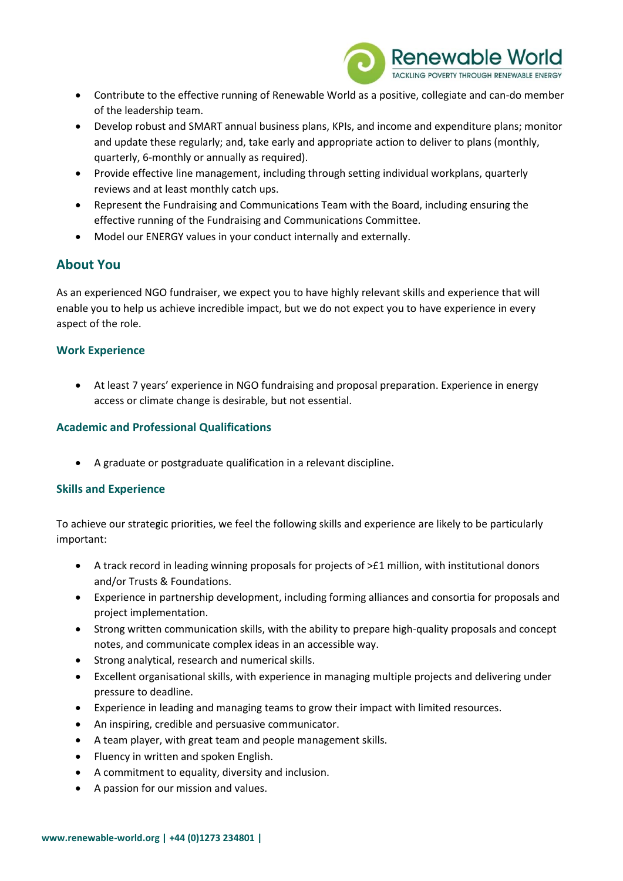- Contribute to the effective running of Renewable World as a positive, collegiate and can-do member of the leadership team.
- Develop robust and SMART annual business plans, KPIs, and income and expenditure plans; monitor and update these regularly; and, take early and appropriate action to deliver to plans (monthly, quarterly, 6-monthly or annually as required).
- Provide effective line management, including through setting individual workplans, quarterly reviews and at least monthly catch ups.
- Represent the Fundraising and Communications Team with the Board, including ensuring the effective running of the Fundraising and Communications Committee.
- Model our ENERGY values in your conduct internally and externally.

## About You

As an experienced NGO fundraiser, we expect you to have highly relevant skills and experience that will enable you to help us achieve incredible impact, but we do not expect you to have experience in every aspect of the role.

### Work Experience

- At least 7 years' experience in NGO fundraising and proposal preparation. Experience in energy access or climate change is desirable, but not essential.

### Academic and Professional Qualifications

- A graduate or postgraduate qualification in a relevant discipline.

### Skills and Experience

To achieve our strategic priorities, we feel the following skills and experience are likely to be particularly important:

- A track record in leading winning proposals for projects of >£1 million, with institutional donors and/or Trusts & Foundations.
- Experience in partnership development, including forming alliances and consortia for proposals and project implementation.
- Strong written communication skills, with the ability to prepare high-quality proposals and concept notes, and communicate complex ideas in an accessible way.
- Strong analytical, research and numerical skills.
- Excellent organisational skills, with experience in managing multiple projects and delivering under pressure to deadline.
- Experience in leading and managing teams to grow their impact with limited resources.
- An inspiring, credible and persuasive communicator.
- A team player, with great team and people management skills.
- Fluency in written and spoken English.
- A commitment to equality, diversity and inclusion.
- A passion for our mission and values.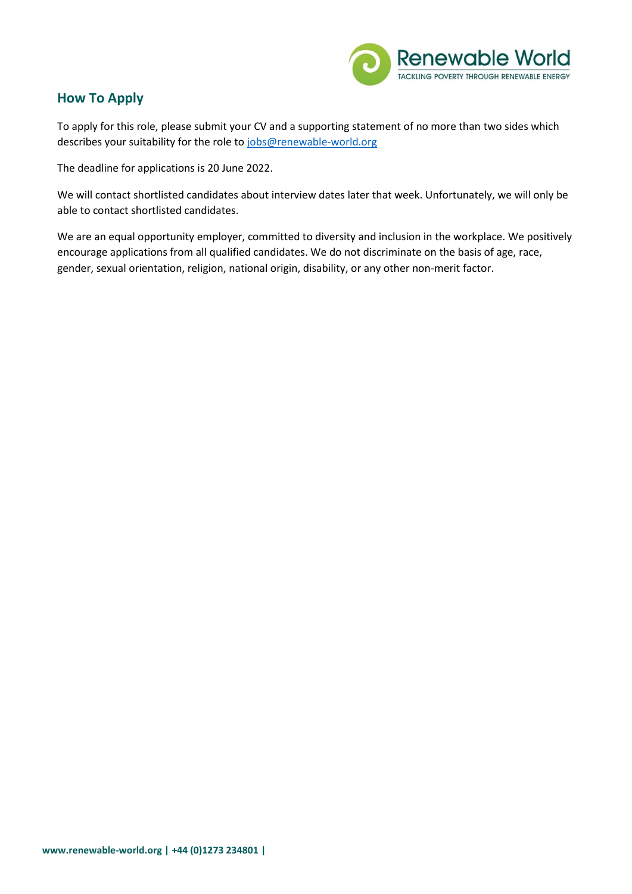## How To Apply

To apply for this role, please submit your CV and a supporting statement of no more than two sides which describes your suitability for the role to jobs@renewable-world.org

The deadline for applications is 20 June 2022.

We will contact shortlisted candidates about interview dates later that week. Unfortunately, we will only be able to contact shortlisted candidates.

We are an equal opportunity employer, committed to diversity and inclusion in the workplace. We positively encourage applications from all qualified candidates. We do not discriminate on the basis of age, race, gender, sexual orientation, religion, national origin, disability, or any other non-merit factor.